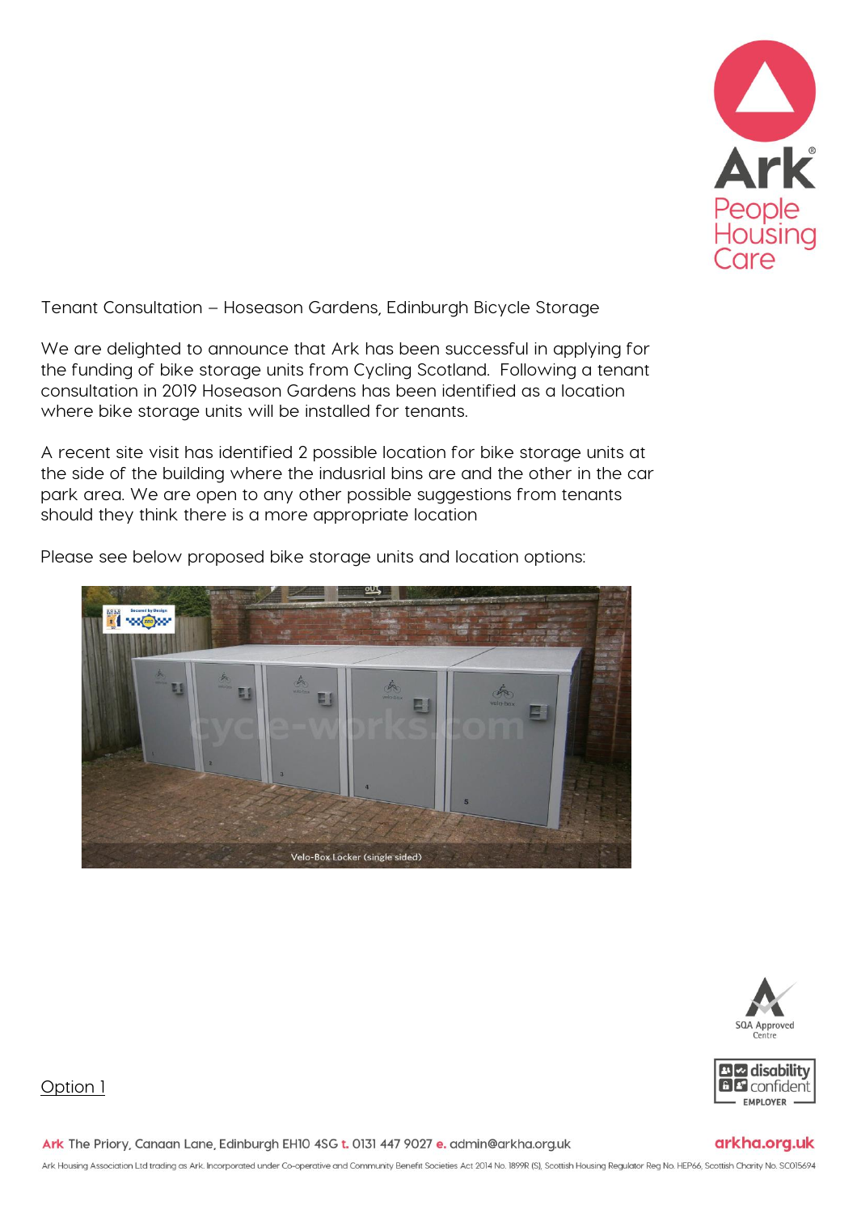Tenant Consultation – Hoseason Gardens, Edinburgh Bicycle Storage

We are delighted to announce that Ark has been successful in applying for the funding of bike storage units from Cycling Scotland. Following a tenant consultation in 2019 Hoseason Gardens has been identified as a location where bike storage units will be installed for tenants.

A recent site visit has identified 2 possible location for bike storage units at the side of the building where the indusrial bins are and the other in the car park area. We are open to any other possible suggestions from tenants should they think there is a more appropriate location

Please see below proposed bike storage units and location options:

Velo-Box Locker (single sided)

<u>Option 1</u>

**Ark** The Priory, Canaan Lane, Edinburgh EH10 4SG **t.** 0131 447 9027 **e.** admin@arkha.org.uk

arkha.org.uk

Ark Housing Association Ltd trading as Ark. Incorporated under Co-operative and Community Benefit Societies Act 2014 No. 1899R (S), Scottish Housing Regulator Reg No. HEP66, Scottish Charity No. SC015694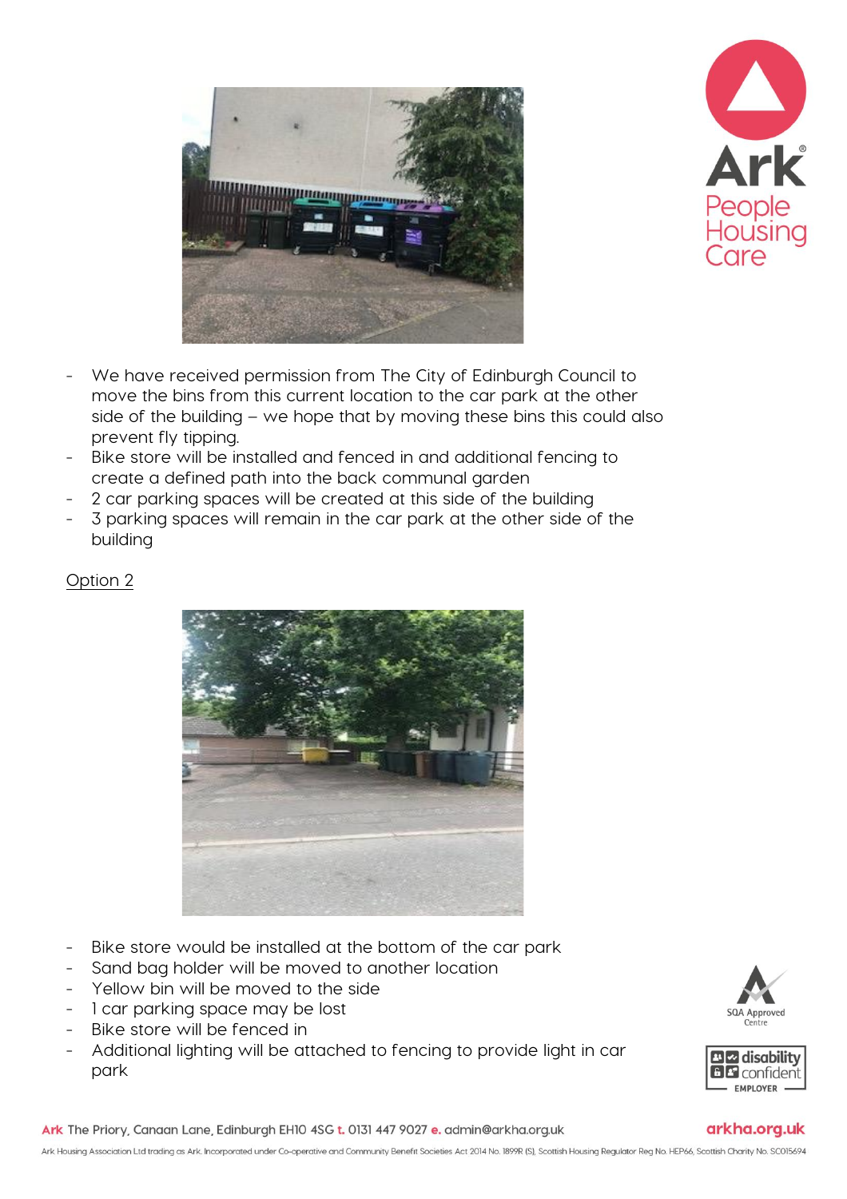- We have received permission from The City of Edinburgh Council to move the bins from this current location to the car park at the other side of the building – we hope that by moving these bins this could also prevent fly tipping.
- Bike store will be installed and fenced in and additional fencing to create a defined path into the back communal garden
- 2 car parking spaces will be created at this side of the building
- 3 parking spaces will remain in the car park at the other side of the building

<u>Option 2</u>

- Bike store would be installed at the bottom of the car park
- Sand bag holder will be moved to another location
- Yellow bin will be moved to the side
- 1 car parking space may be lost
- Bike store will be fenced in
- Additional lighting will be attached to fencing to provide light in car park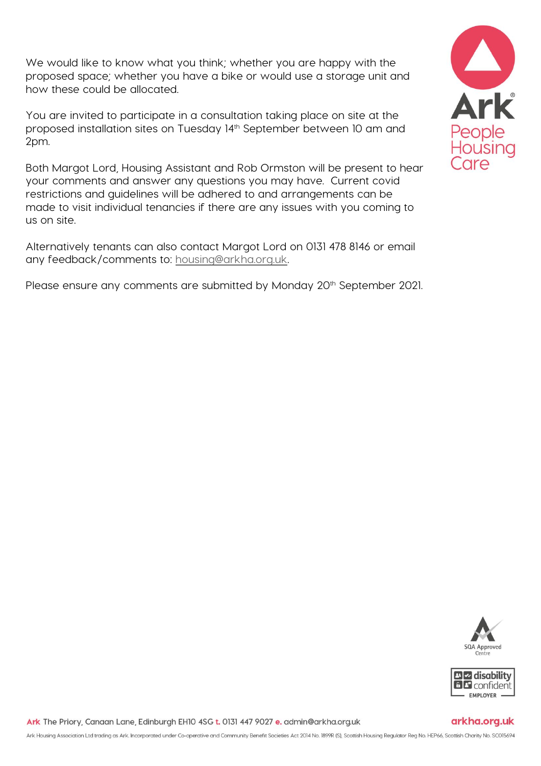We would like to know what you think; whether you are happy with the proposed space; whether you have a bike or would use a storage unit and how these could be allocated.

You are invited to participate in a consultation taking place on site at the proposed installation sites on Tuesday 14th September between 10 am and 2pm.

Both Margot Lord, Housing Assistant and Rob Ormston will be present to hear your comments and answer any questions you may have. Current covid restrictions and guidelines will be adhered to and arrangements can be made to visit individual tenancies if there are any issues with you coming to us on site.

Alternatively tenants can also contact Margot Lord on 0131 478 8146 or email any feedback/comments to: housing@arkha.org.uk.

Please ensure any comments are submitted by Monday 20th September 2021.